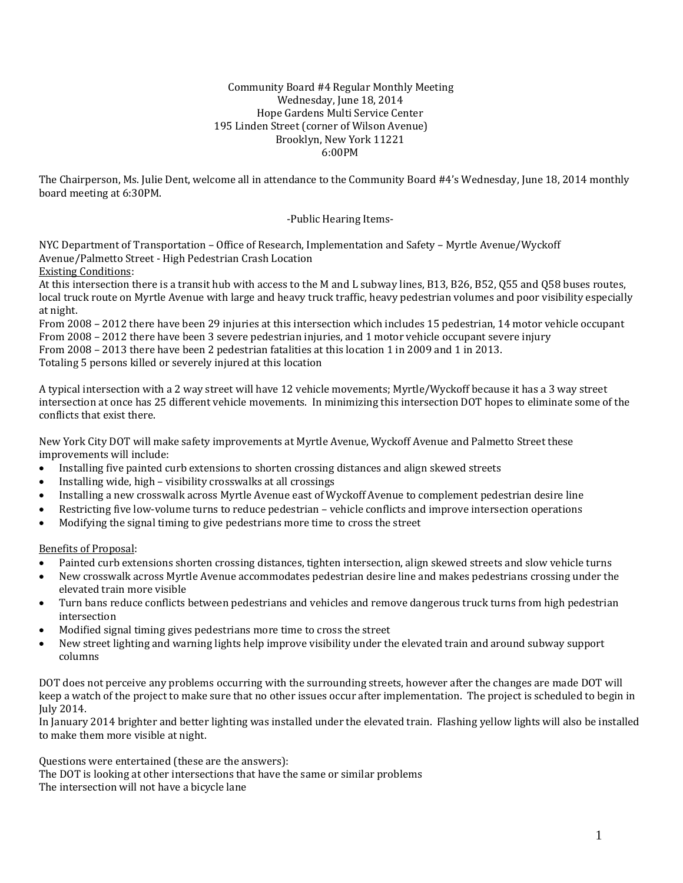Community Board #4 Regular Monthly Meeting
Wednesday, June 18, 2014
Hope Gardens Multi Service Center
195 Linden Street (corner of Wilson Avenue)
Brooklyn, New York 11221
6:00PM

The Chairperson, Ms. Julie Dent, welcome all in attendance to the Community Board #4's Wednesday, June 18, 2014 monthly board meeting at 6:30PM.

-Public Hearing Items-

NYC Department of Transportation – Office of Research, Implementation and Safety – Myrtle Avenue/Wyckoff Avenue/Palmetto Street - High Pedestrian Crash Location

Existing Conditions:

At this intersection there is a transit hub with access to the M and L subway lines, B13, B26, B52, Q55 and Q58 buses routes, local truck route on Myrtle Avenue with large and heavy truck traffic, heavy pedestrian volumes and poor visibility especially at night.

From 2008 – 2012 there have been 29 injuries at this intersection which includes 15 pedestrian, 14 motor vehicle occupant
From 2008 – 2012 there have been 3 severe pedestrian injuries, and 1 motor vehicle occupant severe injury
From 2008 – 2013 there have been 2 pedestrian fatalities at this location 1 in 2009 and 1 in 2013.
Totaling 5 persons killed or severely injured at this location

A typical intersection with a 2 way street will have 12 vehicle movements; Myrtle/Wyckoff because it has a 3 way street intersection at once has 25 different vehicle movements. In minimizing this intersection DOT hopes to eliminate some of the conflicts that exist there.

New York City DOT will make safety improvements at Myrtle Avenue, Wyckoff Avenue and Palmetto Street these improvements will include:

- Installing five painted curb extensions to shorten crossing distances and align skewed streets
- Installing wide, high – visibility crosswalks at all crossings
- Installing a new crosswalk across Myrtle Avenue east of Wyckoff Avenue to complement pedestrian desire line
- Restricting five low-volume turns to reduce pedestrian – vehicle conflicts and improve intersection operations
- Modifying the signal timing to give pedestrians more time to cross the street

Benefits of Proposal:

- Painted curb extensions shorten crossing distances, tighten intersection, align skewed streets and slow vehicle turns
- New crosswalk across Myrtle Avenue accommodates pedestrian desire line and makes pedestrians crossing under the elevated train more visible
- Turn bans reduce conflicts between pedestrians and vehicles and remove dangerous truck turns from high pedestrian intersection
- Modified signal timing gives pedestrians more time to cross the street
- New street lighting and warning lights help improve visibility under the elevated train and around subway support columns

DOT does not perceive any problems occurring with the surrounding streets, however after the changes are made DOT will keep a watch of the project to make sure that no other issues occur after implementation. The project is scheduled to begin in July 2014.

In January 2014 brighter and better lighting was installed under the elevated train. Flashing yellow lights will also be installed to make them more visible at night.

Questions were entertained (these are the answers):
The DOT is looking at other intersections that have the same or similar problems
The intersection will not have a bicycle lane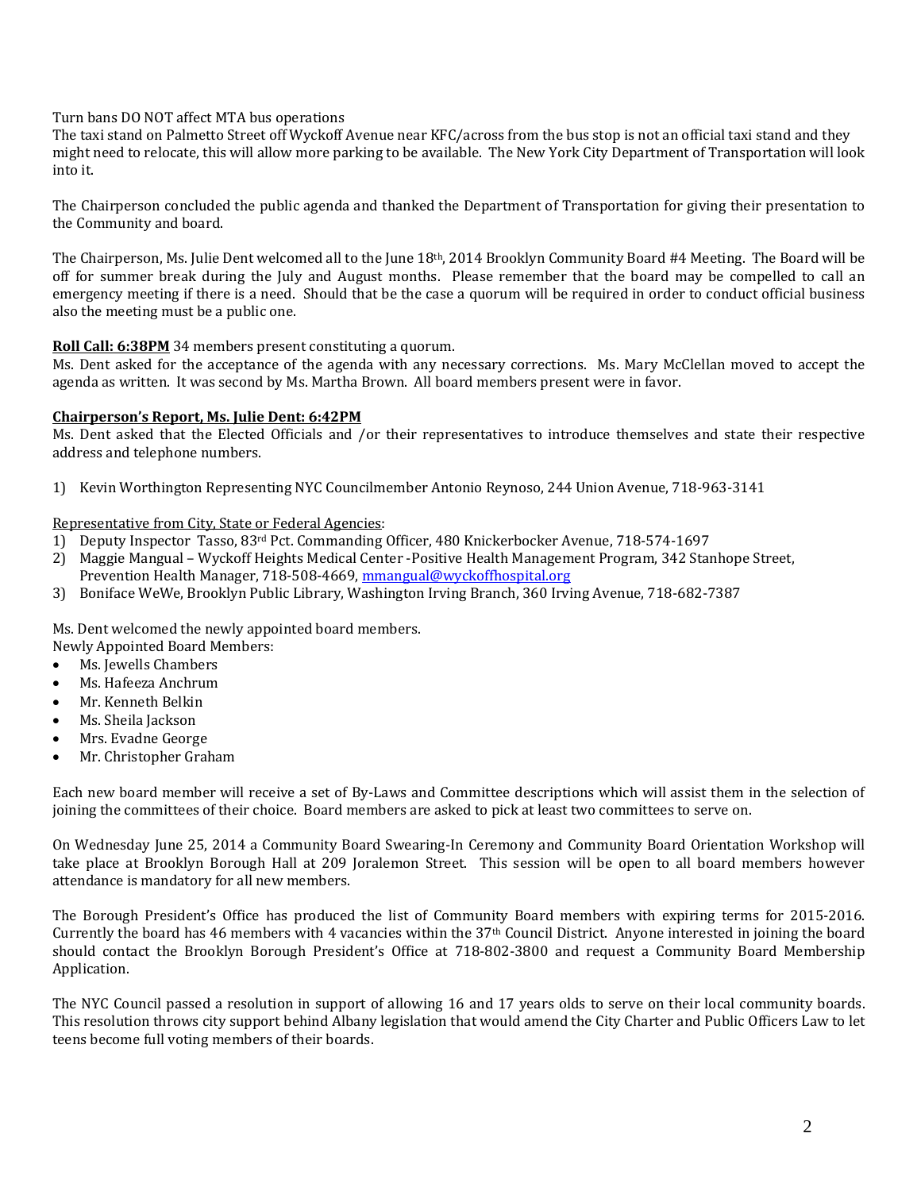Turn bans DO NOT affect MTA bus operations
The taxi stand on Palmetto Street off Wyckoff Avenue near KFC/across from the bus stop is not an official taxi stand and they might need to relocate, this will allow more parking to be available. The New York City Department of Transportation will look into it.

The Chairperson concluded the public agenda and thanked the Department of Transportation for giving their presentation to the Community and board.

The Chairperson, Ms. Julie Dent welcomed all to the June 18th, 2014 Brooklyn Community Board #4 Meeting. The Board will be off for summer break during the July and August months. Please remember that the board may be compelled to call an emergency meeting if there is a need. Should that be the case a quorum will be required in order to conduct official business also the meeting must be a public one.

**Roll Call: 6:38PM** 34 members present constituting a quorum.
Ms. Dent asked for the acceptance of the agenda with any necessary corrections. Ms. Mary McClellan moved to accept the agenda as written. It was second by Ms. Martha Brown. All board members present were in favor.

**Chairperson's Report, Ms. Julie Dent: 6:42PM**
Ms. Dent asked that the Elected Officials and /or their representatives to introduce themselves and state their respective address and telephone numbers.

1) Kevin Worthington Representing NYC Councilmember Antonio Reynoso, 244 Union Avenue, 718-963-3141

Representative from City, State or Federal Agencies:
1) Deputy Inspector Tasso, 83rd Pct. Commanding Officer, 480 Knickerbocker Avenue, 718-574-1697
2) Maggie Mangual – Wyckoff Heights Medical Center -Positive Health Management Program, 342 Stanhope Street, Prevention Health Manager, 718-508-4669, mmangual@wyckoffhospital.org
3) Boniface WeWe, Brooklyn Public Library, Washington Irving Branch, 360 Irving Avenue, 718-682-7387

Ms. Dent welcomed the newly appointed board members.
Newly Appointed Board Members:
- Ms. Jewells Chambers
- Ms. Hafeeza Anchrum
- Mr. Kenneth Belkin
- Ms. Sheila Jackson
- Mrs. Evadne George
- Mr. Christopher Graham

Each new board member will receive a set of By-Laws and Committee descriptions which will assist them in the selection of joining the committees of their choice. Board members are asked to pick at least two committees to serve on.

On Wednesday June 25, 2014 a Community Board Swearing-In Ceremony and Community Board Orientation Workshop will take place at Brooklyn Borough Hall at 209 Joralemon Street. This session will be open to all board members however attendance is mandatory for all new members.

The Borough President's Office has produced the list of Community Board members with expiring terms for 2015-2016. Currently the board has 46 members with 4 vacancies within the 37th Council District. Anyone interested in joining the board should contact the Brooklyn Borough President's Office at 718-802-3800 and request a Community Board Membership Application.

The NYC Council passed a resolution in support of allowing 16 and 17 years olds to serve on their local community boards. This resolution throws city support behind Albany legislation that would amend the City Charter and Public Officers Law to let teens become full voting members of their boards.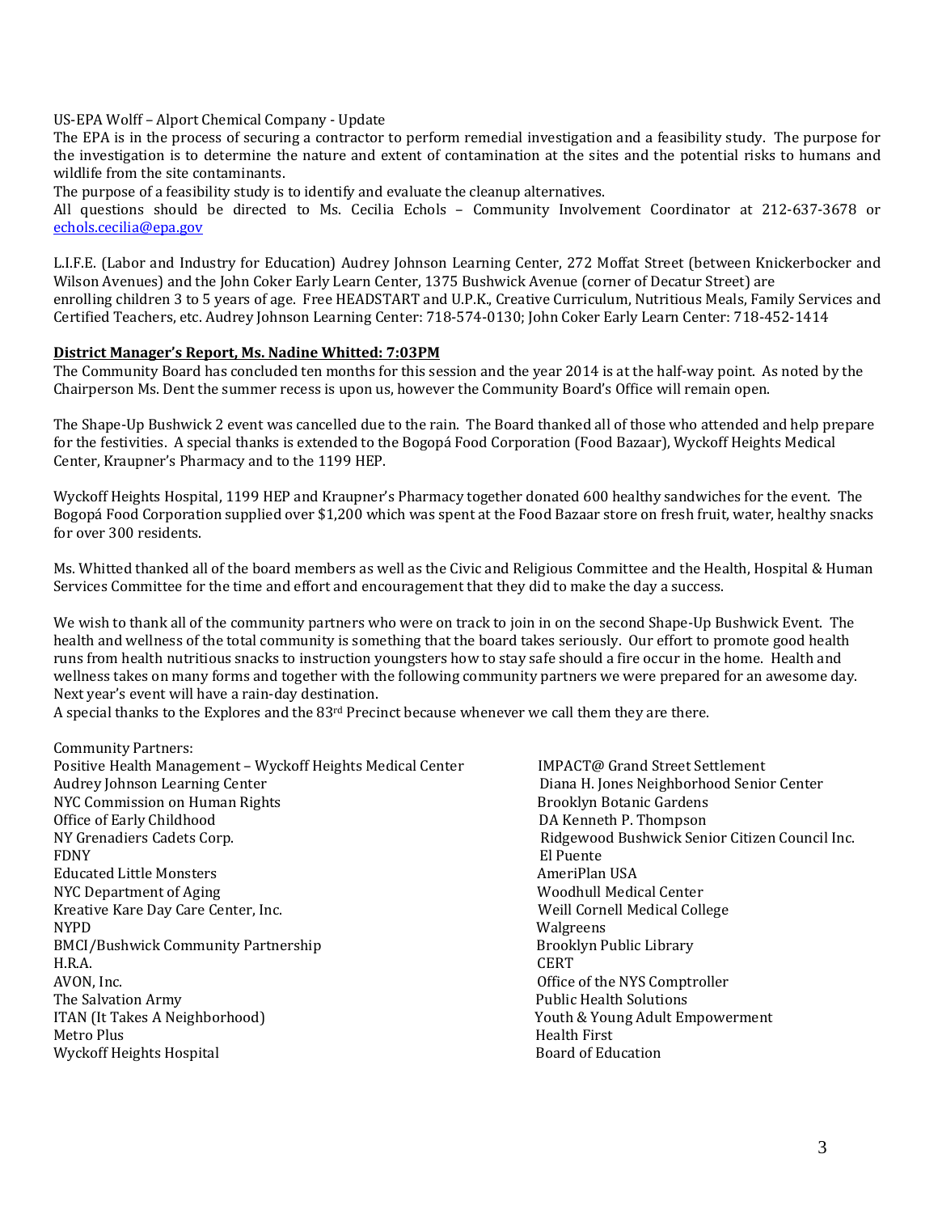US-EPA Wolff – Alport Chemical Company - Update

The EPA is in the process of securing a contractor to perform remedial investigation and a feasibility study. The purpose for the investigation is to determine the nature and extent of contamination at the sites and the potential risks to humans and wildlife from the site contaminants.

The purpose of a feasibility study is to identify and evaluate the cleanup alternatives.

All questions should be directed to Ms. Cecilia Echols – Community Involvement Coordinator at 212-637-3678 or echols.cecilia@epa.gov

L.I.F.E. (Labor and Industry for Education) Audrey Johnson Learning Center, 272 Moffat Street (between Knickerbocker and Wilson Avenues) and the John Coker Early Learn Center, 1375 Bushwick Avenue (corner of Decatur Street) are enrolling children 3 to 5 years of age. Free HEADSTART and U.P.K., Creative Curriculum, Nutritious Meals, Family Services and Certified Teachers, etc. Audrey Johnson Learning Center: 718-574-0130; John Coker Early Learn Center: 718-452-1414

**District Manager's Report, Ms. Nadine Whitted: 7:03PM**

The Community Board has concluded ten months for this session and the year 2014 is at the half-way point. As noted by the Chairperson Ms. Dent the summer recess is upon us, however the Community Board's Office will remain open.

The Shape-Up Bushwick 2 event was cancelled due to the rain. The Board thanked all of those who attended and help prepare for the festivities. A special thanks is extended to the Bogopá Food Corporation (Food Bazaar), Wyckoff Heights Medical Center, Kraupner's Pharmacy and to the 1199 HEP.

Wyckoff Heights Hospital, 1199 HEP and Kraupner's Pharmacy together donated 600 healthy sandwiches for the event. The Bogopá Food Corporation supplied over $1,200 which was spent at the Food Bazaar store on fresh fruit, water, healthy snacks for over 300 residents.

Ms. Whitted thanked all of the board members as well as the Civic and Religious Committee and the Health, Hospital & Human Services Committee for the time and effort and encouragement that they did to make the day a success.

We wish to thank all of the community partners who were on track to join in on the second Shape-Up Bushwick Event. The health and wellness of the total community is something that the board takes seriously. Our effort to promote good health runs from health nutritious snacks to instruction youngsters how to stay safe should a fire occur in the home. Health and wellness takes on many forms and together with the following community partners we were prepared for an awesome day. Next year's event will have a rain-day destination.

A special thanks to the Explores and the 83rd Precinct because whenever we call them they are there.

Community Partners:

- Positive Health Management – Wyckoff Heights Medical Center
- Audrey Johnson Learning Center
- NYC Commission on Human Rights
- Office of Early Childhood
- NY Grenadiers Cadets Corp.
- FDNY
- Educated Little Monsters
- NYC Department of Aging
- Kreative Kare Day Care Center, Inc.
- NYPD
- BMCI/Bushwick Community Partnership
- H.R.A.
- AVON, Inc.
- The Salvation Army
- ITAN (It Takes A Neighborhood)
- Metro Plus
- Wyckoff Heights Hospital
- IMPACT@ Grand Street Settlement
- Diana H. Jones Neighborhood Senior Center
- Brooklyn Botanic Gardens
- DA Kenneth P. Thompson
- Ridgewood Bushwick Senior Citizen Council Inc.
- El Puente
- AmeriPlan USA
- Woodhull Medical Center
- Weill Cornell Medical College
- Walgreens
- Brooklyn Public Library
- CERT
- Office of the NYS Comptroller
- Public Health Solutions
- Youth & Young Adult Empowerment
- Health First
- Board of Education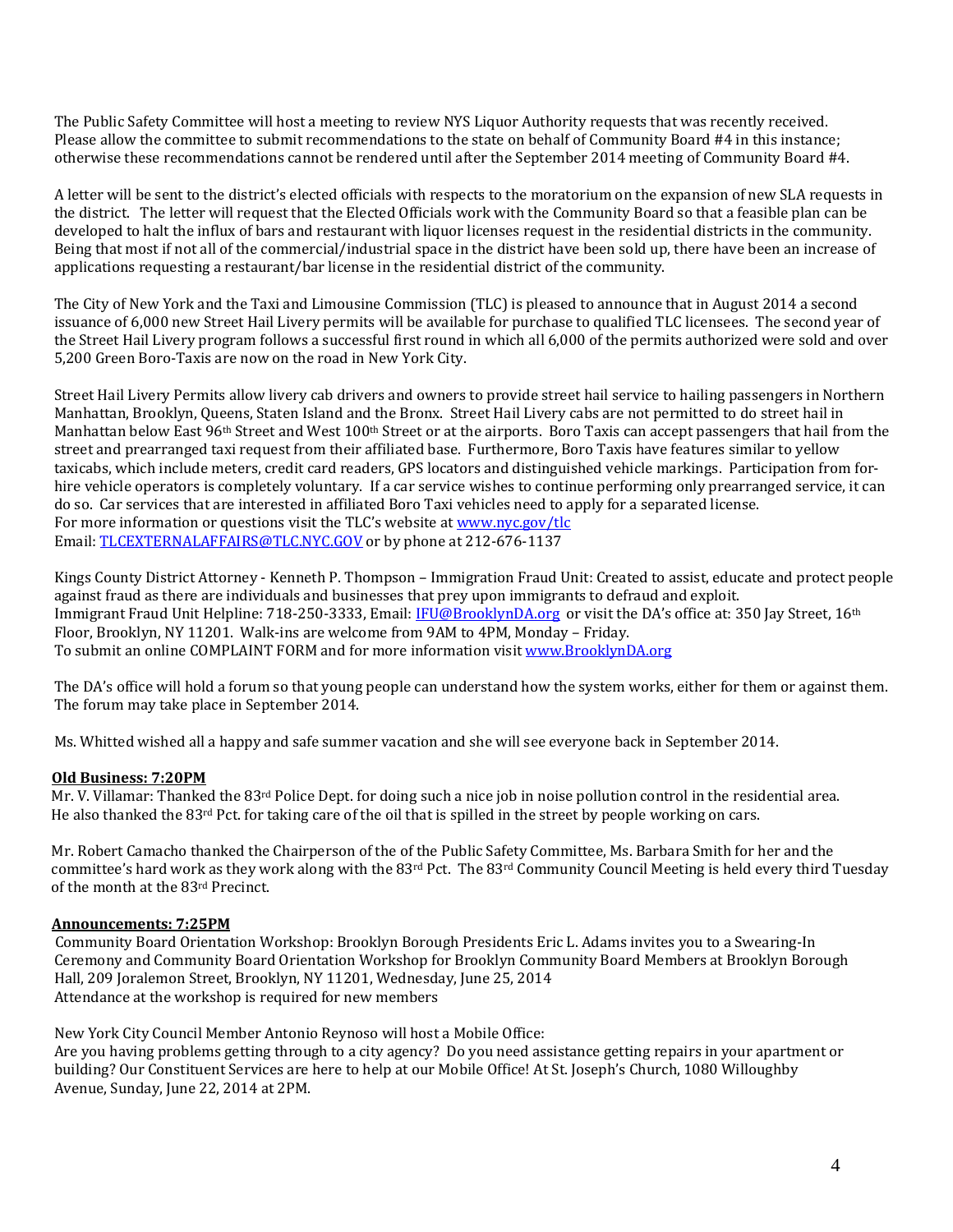The Public Safety Committee will host a meeting to review NYS Liquor Authority requests that was recently received. Please allow the committee to submit recommendations to the state on behalf of Community Board #4 in this instance; otherwise these recommendations cannot be rendered until after the September 2014 meeting of Community Board #4.

A letter will be sent to the district's elected officials with respects to the moratorium on the expansion of new SLA requests in the district. The letter will request that the Elected Officials work with the Community Board so that a feasible plan can be developed to halt the influx of bars and restaurant with liquor licenses request in the residential districts in the community. Being that most if not all of the commercial/industrial space in the district have been sold up, there have been an increase of applications requesting a restaurant/bar license in the residential district of the community.

The City of New York and the Taxi and Limousine Commission (TLC) is pleased to announce that in August 2014 a second issuance of 6,000 new Street Hail Livery permits will be available for purchase to qualified TLC licensees. The second year of the Street Hail Livery program follows a successful first round in which all 6,000 of the permits authorized were sold and over 5,200 Green Boro-Taxis are now on the road in New York City.

Street Hail Livery Permits allow livery cab drivers and owners to provide street hail service to hailing passengers in Northern Manhattan, Brooklyn, Queens, Staten Island and the Bronx. Street Hail Livery cabs are not permitted to do street hail in Manhattan below East 96th Street and West 100th Street or at the airports. Boro Taxis can accept passengers that hail from the street and prearranged taxi request from their affiliated base. Furthermore, Boro Taxis have features similar to yellow taxicabs, which include meters, credit card readers, GPS locators and distinguished vehicle markings. Participation from for-hire vehicle operators is completely voluntary. If a car service wishes to continue performing only prearranged service, it can do so. Car services that are interested in affiliated Boro Taxi vehicles need to apply for a separated license.
For more information or questions visit the TLC's website at www.nyc.gov/tlc
Email: TLCEXTERNALAFFAIRS@TLC.NYC.GOV or by phone at 212-676-1137

Kings County District Attorney - Kenneth P. Thompson – Immigration Fraud Unit: Created to assist, educate and protect people against fraud as there are individuals and businesses that prey upon immigrants to defraud and exploit.
Immigrant Fraud Unit Helpline: 718-250-3333, Email: IFU@BrooklynDA.org or visit the DA's office at: 350 Jay Street, 16th Floor, Brooklyn, NY 11201. Walk-ins are welcome from 9AM to 4PM, Monday – Friday.
To submit an online COMPLAINT FORM and for more information visit www.BrooklynDA.org

The DA's office will hold a forum so that young people can understand how the system works, either for them or against them. The forum may take place in September 2014.

Ms. Whitted wished all a happy and safe summer vacation and she will see everyone back in September 2014.

**Old Business: 7:20PM**

Mr. V. Villamar: Thanked the 83rd Police Dept. for doing such a nice job in noise pollution control in the residential area. He also thanked the 83rd Pct. for taking care of the oil that is spilled in the street by people working on cars.

Mr. Robert Camacho thanked the Chairperson of the of the Public Safety Committee, Ms. Barbara Smith for her and the committee's hard work as they work along with the 83rd Pct. The 83rd Community Council Meeting is held every third Tuesday of the month at the 83rd Precinct.

**Announcements: 7:25PM**

Community Board Orientation Workshop: Brooklyn Borough Presidents Eric L. Adams invites you to a Swearing-In Ceremony and Community Board Orientation Workshop for Brooklyn Community Board Members at Brooklyn Borough Hall, 209 Joralemon Street, Brooklyn, NY 11201, Wednesday, June 25, 2014
Attendance at the workshop is required for new members

New York City Council Member Antonio Reynoso will host a Mobile Office:
Are you having problems getting through to a city agency? Do you need assistance getting repairs in your apartment or building? Our Constituent Services are here to help at our Mobile Office! At St. Joseph's Church, 1080 Willoughby Avenue, Sunday, June 22, 2014 at 2PM.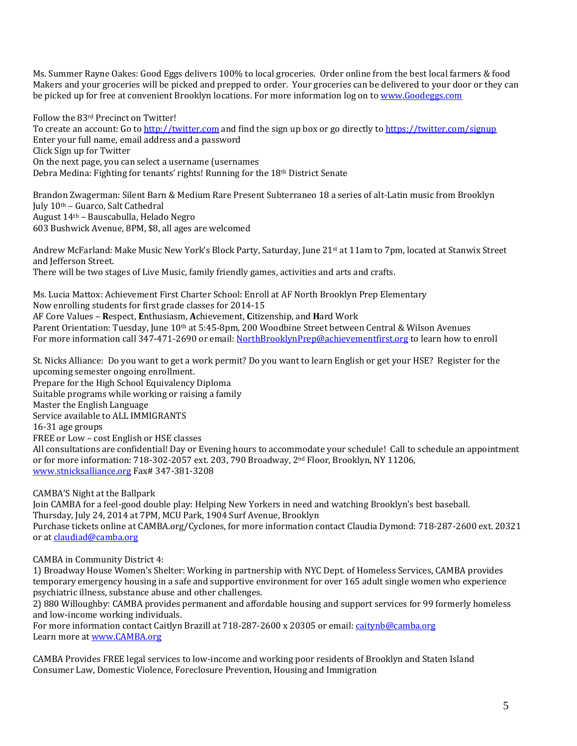Ms. Summer Rayne Oakes: Good Eggs delivers 100% to local groceries. Order online from the best local farmers & food Makers and your groceries will be picked and prepped to order. Your groceries can be delivered to your door or they can be picked up for free at convenient Brooklyn locations. For more information log on to www.Goodeggs.com

Follow the 83rd Precinct on Twitter!
To create an account: Go to http://twitter.com and find the sign up box or go directly to https://twitter.com/signup
Enter your full name, email address and a password
Click Sign up for Twitter
On the next page, you can select a username (usernames
Debra Medina: Fighting for tenants' rights! Running for the 18th District Senate

Brandon Zwagerman: Silent Barn & Medium Rare Present Subterraneo 18 a series of alt-Latin music from Brooklyn
July 10th – Guarco, Salt Cathedral
August 14th – Bauscabulla, Helado Negro
603 Bushwick Avenue, 8PM, $8, all ages are welcomed

Andrew McFarland: Make Music New York's Block Party, Saturday, June 21st at 11am to 7pm, located at Stanwix Street and Jefferson Street.
There will be two stages of Live Music, family friendly games, activities and arts and crafts.

Ms. Lucia Mattox: Achievement First Charter School: Enroll at AF North Brooklyn Prep Elementary
Now enrolling students for first grade classes for 2014-15
AF Core Values – **R**espect, **E**nthusiasm, **A**chievement, **C**itizenship, and **H**ard Work
Parent Orientation: Tuesday, June 10th at 5:45-8pm, 200 Woodbine Street between Central & Wilson Avenues
For more information call 347-471-2690 or email: NorthBrooklynPrep@achievementfirst.org to learn how to enroll

St. Nicks Alliance: Do you want to get a work permit? Do you want to learn English or get your HSE? Register for the upcoming semester ongoing enrollment.
Prepare for the High School Equivalency Diploma
Suitable programs while working or raising a family
Master the English Language
Service available to ALL IMMIGRANTS
16-31 age groups
FREE or Low – cost English or HSE classes
All consultations are confidential! Day or Evening hours to accommodate your schedule! Call to schedule an appointment or for more information: 718-302-2057 ext. 203, 790 Broadway, 2nd Floor, Brooklyn, NY 11206, www.stnicksalliance.org Fax# 347-381-3208

CAMBA'S Night at the Ballpark
Join CAMBA for a feel-good double play: Helping New Yorkers in need and watching Brooklyn's best baseball.
Thursday, July 24, 2014 at 7PM, MCU Park, 1904 Surf Avenue, Brooklyn
Purchase tickets online at CAMBA.org/Cyclones, for more information contact Claudia Dymond: 718-287-2600 ext. 20321 or at claudiad@camba.org

CAMBA in Community District 4:
1) Broadway House Women's Shelter: Working in partnership with NYC Dept. of Homeless Services, CAMBA provides temporary emergency housing in a safe and supportive environment for over 165 adult single women who experience psychiatric illness, substance abuse and other challenges.
2) 880 Willoughby: CAMBA provides permanent and affordable housing and support services for 99 formerly homeless and low-income working individuals.
For more information contact Caitlyn Brazill at 718-287-2600 x 20305 or email: caitynb@camba.org
Learn more at www.CAMBA.org

CAMBA Provides FREE legal services to low-income and working poor residents of Brooklyn and Staten Island
Consumer Law, Domestic Violence, Foreclosure Prevention, Housing and Immigration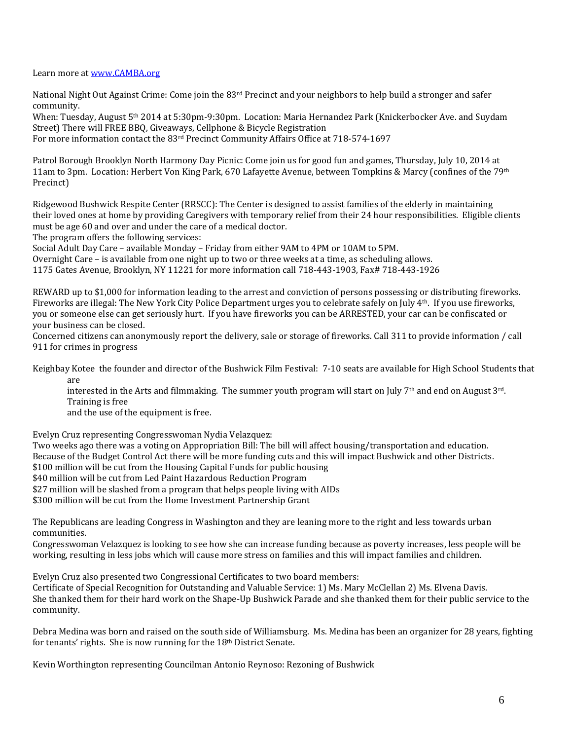Learn more at www.CAMBA.org

National Night Out Against Crime: Come join the 83rd Precinct and your neighbors to help build a stronger and safer community.
When: Tuesday, August 5th 2014 at 5:30pm-9:30pm. Location: Maria Hernandez Park (Knickerbocker Ave. and Suydam Street) There will FREE BBQ, Giveaways, Cellphone & Bicycle Registration
For more information contact the 83rd Precinct Community Affairs Office at 718-574-1697

Patrol Borough Brooklyn North Harmony Day Picnic: Come join us for good fun and games, Thursday, July 10, 2014 at 11am to 3pm. Location: Herbert Von King Park, 670 Lafayette Avenue, between Tompkins & Marcy (confines of the 79th Precinct)

Ridgewood Bushwick Respite Center (RRSCC): The Center is designed to assist families of the elderly in maintaining their loved ones at home by providing Caregivers with temporary relief from their 24 hour responsibilities. Eligible clients must be age 60 and over and under the care of a medical doctor.
The program offers the following services:
Social Adult Day Care – available Monday – Friday from either 9AM to 4PM or 10AM to 5PM.
Overnight Care – is available from one night up to two or three weeks at a time, as scheduling allows.
1175 Gates Avenue, Brooklyn, NY 11221 for more information call 718-443-1903, Fax# 718-443-1926

REWARD up to $1,000 for information leading to the arrest and conviction of persons possessing or distributing fireworks. Fireworks are illegal: The New York City Police Department urges you to celebrate safely on July 4th. If you use fireworks, you or someone else can get seriously hurt. If you have fireworks you can be ARRESTED, your car can be confiscated or your business can be closed.
Concerned citizens can anonymously report the delivery, sale or storage of fireworks. Call 311 to provide information / call 911 for crimes in progress

Keighbay Kotee the founder and director of the Bushwick Film Festival: 7-10 seats are available for High School Students that are interested in the Arts and filmmaking. The summer youth program will start on July 7th and end on August 3rd. Training is free and the use of the equipment is free.

Evelyn Cruz representing Congresswoman Nydia Velazquez:
Two weeks ago there was a voting on Appropriation Bill: The bill will affect housing/transportation and education.
Because of the Budget Control Act there will be more funding cuts and this will impact Bushwick and other Districts.
$100 million will be cut from the Housing Capital Funds for public housing
$40 million will be cut from Led Paint Hazardous Reduction Program
$27 million will be slashed from a program that helps people living with AIDs
$300 million will be cut from the Home Investment Partnership Grant

The Republicans are leading Congress in Washington and they are leaning more to the right and less towards urban communities.
Congresswoman Velazquez is looking to see how she can increase funding because as poverty increases, less people will be working, resulting in less jobs which will cause more stress on families and this will impact families and children.

Evelyn Cruz also presented two Congressional Certificates to two board members:
Certificate of Special Recognition for Outstanding and Valuable Service: 1) Ms. Mary McClellan 2) Ms. Elvena Davis.
She thanked them for their hard work on the Shape-Up Bushwick Parade and she thanked them for their public service to the community.

Debra Medina was born and raised on the south side of Williamsburg. Ms. Medina has been an organizer for 28 years, fighting for tenants' rights. She is now running for the 18th District Senate.

Kevin Worthington representing Councilman Antonio Reynoso: Rezoning of Bushwick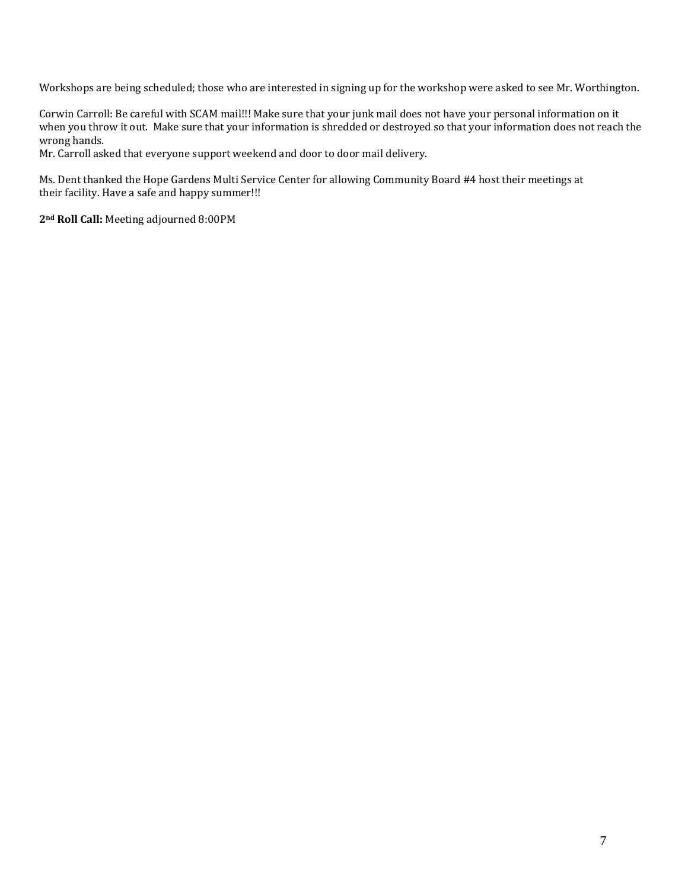Workshops are being scheduled; those who are interested in signing up for the workshop were asked to see Mr. Worthington.

Corwin Carroll: Be careful with SCAM mail!!! Make sure that your junk mail does not have your personal information on it when you throw it out. Make sure that your information is shredded or destroyed so that your information does not reach the wrong hands.
Mr. Carroll asked that everyone support weekend and door to door mail delivery.

Ms. Dent thanked the Hope Gardens Multi Service Center for allowing Community Board #4 host their meetings at their facility. Have a safe and happy summer!!!

**2nd Roll Call:** Meeting adjourned 8:00PM